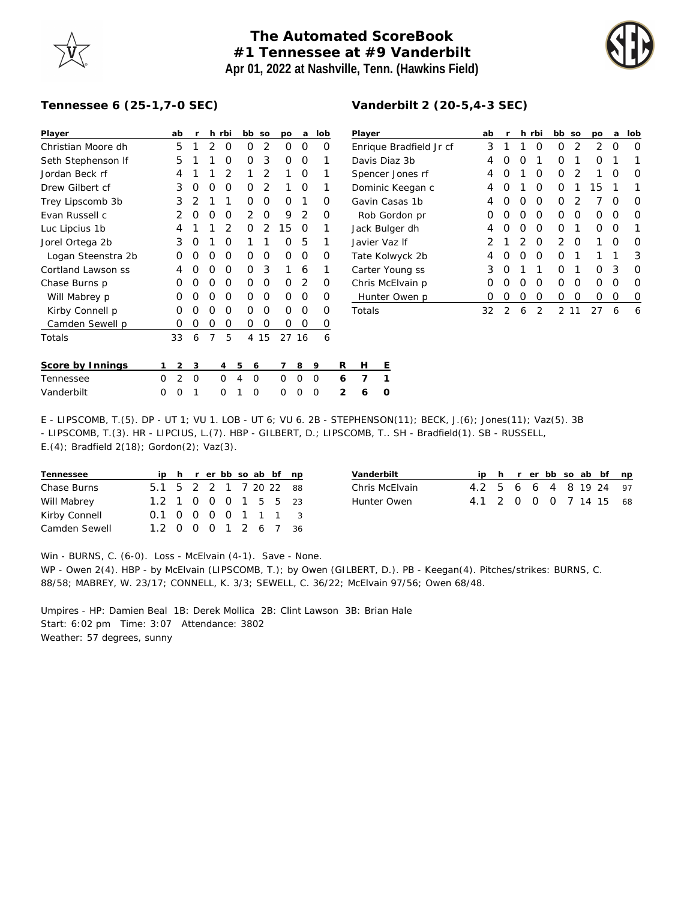# The Automated ScoreBook
## #1 Tennessee at #9 Vanderbilt
### Apr 01, 2022 at Nashville, Tenn. (Hawkins Field)

**Tennessee 6 (25-1,7-0 SEC)**

| Player | ab | r | h | rbi | bb | so | po | a | lob |
|---|---|---|---|---|---|---|---|---|---|
| Christian Moore dh | 5 | 1 | 2 | 0 | 0 | 2 | 0 | 0 | 0 |
| Seth Stephenson lf | 5 | 1 | 1 | 0 | 0 | 3 | 0 | 0 | 1 |
| Jordan Beck rf | 4 | 1 | 1 | 2 | 1 | 2 | 1 | 0 | 1 |
| Drew Gilbert cf | 3 | 0 | 0 | 0 | 0 | 2 | 1 | 0 | 1 |
| Trey Lipscomb 3b | 3 | 2 | 1 | 1 | 0 | 0 | 0 | 1 | 0 |
| Evan Russell c | 2 | 0 | 0 | 0 | 2 | 0 | 9 | 2 | 0 |
| Luc Lipcius 1b | 4 | 1 | 1 | 2 | 0 | 2 | 15 | 0 | 1 |
| Jorel Ortega 2b | 3 | 0 | 1 | 0 | 1 | 1 | 0 | 5 | 1 |
| Logan Steenstra 2b | 0 | 0 | 0 | 0 | 0 | 0 | 0 | 0 | 0 |
| Cortland Lawson ss | 4 | 0 | 0 | 0 | 0 | 3 | 1 | 6 | 1 |
| Chase Burns p | 0 | 0 | 0 | 0 | 0 | 0 | 0 | 2 | 0 |
| Will Mabrey p | 0 | 0 | 0 | 0 | 0 | 0 | 0 | 0 | 0 |
| Kirby Connell p | 0 | 0 | 0 | 0 | 0 | 0 | 0 | 0 | 0 |
| Camden Sewell p | 0 | 0 | 0 | 0 | 0 | 0 | 0 | 0 | 0 |
| Totals | 33 | 6 | 7 | 5 | 4 | 15 | 27 | 16 | 6 |

**Vanderbilt 2 (20-5,4-3 SEC)**

| Player | ab | r | h | rbi | bb | so | po | a | lob |
|---|---|---|---|---|---|---|---|---|---|
| Enrique Bradfield Jr cf | 3 | 1 | 1 | 0 | 0 | 2 | 2 | 0 | 0 |
| Davis Diaz 3b | 4 | 0 | 0 | 1 | 0 | 1 | 0 | 1 | 1 |
| Spencer Jones rf | 4 | 0 | 1 | 0 | 0 | 2 | 1 | 0 | 0 |
| Dominic Keegan c | 4 | 0 | 1 | 0 | 0 | 1 | 15 | 1 | 1 |
| Gavin Casas 1b | 4 | 0 | 0 | 0 | 0 | 2 | 7 | 0 | 0 |
| Rob Gordon pr | 0 | 0 | 0 | 0 | 0 | 0 | 0 | 0 | 0 |
| Jack Bulger dh | 4 | 0 | 0 | 0 | 0 | 1 | 0 | 0 | 1 |
| Javier Vaz lf | 2 | 1 | 2 | 0 | 2 | 0 | 1 | 0 | 0 |
| Tate Kolwyck 2b | 4 | 0 | 0 | 0 | 0 | 1 | 1 | 1 | 3 |
| Carter Young ss | 3 | 0 | 1 | 1 | 0 | 1 | 0 | 3 | 0 |
| Chris McElvain p | 0 | 0 | 0 | 0 | 0 | 0 | 0 | 0 | 0 |
| Hunter Owen p | 0 | 0 | 0 | 0 | 0 | 0 | 0 | 0 | 0 |
| Totals | 32 | 2 | 6 | 2 | 2 | 11 | 27 | 6 | 6 |

| Score by Innings | 1 | 2 | 3 | 4 | 5 | 6 | 7 | 8 | 9 | R | H | E |
|---|---|---|---|---|---|---|---|---|---|---|---|---|
| Tennessee | 0 | 2 | 0 | 0 | 4 | 0 | 0 | 0 | 0 | 6 | 7 | 1 |
| Vanderbilt | 0 | 0 | 1 | 0 | 1 | 0 | 0 | 0 | 0 | 2 | 6 | 0 |

E - LIPSCOMB, T.(5). DP - UT 1; VU 1. LOB - UT 6; VU 6. 2B - STEPHENSON(11); BECK, J.(6); Jones(11); Vaz(5). 3B - LIPSCOMB, T.(3). HR - LIPCIUS, L.(7). HBP - GILBERT, D.; LIPSCOMB, T.. SH - Bradfield(1). SB - RUSSELL, E.(4); Bradfield 2(18); Gordon(2); Vaz(3).

| Tennessee | ip | h | r | er | bb | so | ab | bf | np |
|---|---|---|---|---|---|---|---|---|---|
| Chase Burns | 5.1 | 5 | 2 | 2 | 1 | 7 | 20 | 22 | 88 |
| Will Mabrey | 1.2 | 1 | 0 | 0 | 0 | 1 | 5 | 5 | 23 |
| Kirby Connell | 0.1 | 0 | 0 | 0 | 0 | 1 | 1 | 1 | 3 |
| Camden Sewell | 1.2 | 0 | 0 | 0 | 1 | 2 | 6 | 7 | 36 |

| Vanderbilt | ip | h | r | er | bb | so | ab | bf | np |
|---|---|---|---|---|---|---|---|---|---|
| Chris McElvain | 4.2 | 5 | 6 | 6 | 4 | 8 | 19 | 24 | 97 |
| Hunter Owen | 4.1 | 2 | 0 | 0 | 0 | 7 | 14 | 15 | 68 |

Win - BURNS, C. (6-0). Loss - McElvain (4-1). Save - None.
WP - Owen 2(4). HBP - by McElvain (LIPSCOMB, T.); by Owen (GILBERT, D.). PB - Keegan(4). Pitches/strikes: BURNS, C. 88/58; MABREY, W. 23/17; CONNELL, K. 3/3; SEWELL, C. 36/22; McElvain 97/56; Owen 68/48.

Umpires - HP: Damien Beal 1B: Derek Mollica 2B: Clint Lawson 3B: Brian Hale
Start: 6:02 pm Time: 3:07 Attendance: 3802
Weather: 57 degrees, sunny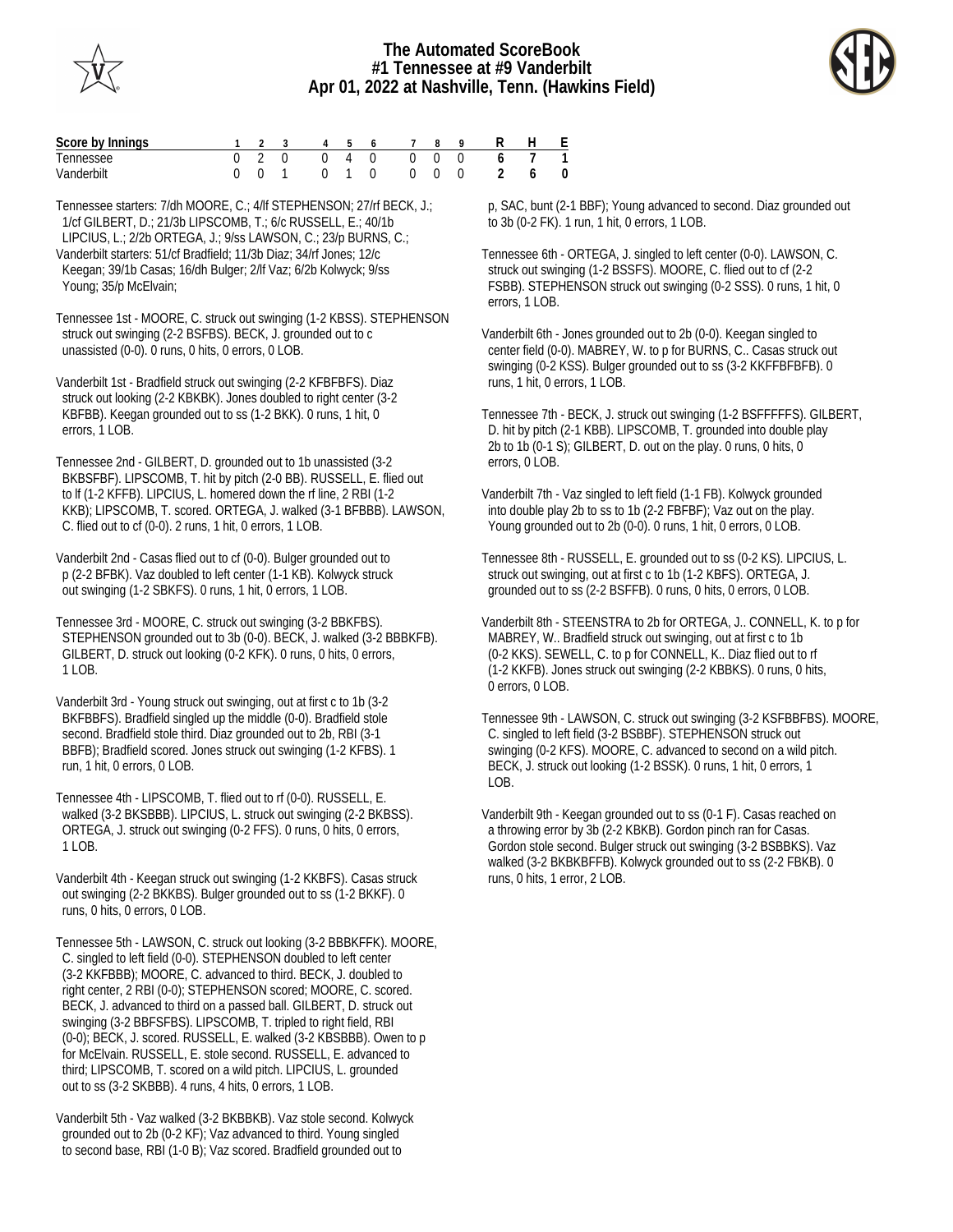# The Automated ScoreBook
## #1 Tennessee at #9 Vanderbilt
## Apr 01, 2022 at Nashville, Tenn. (Hawkins Field)

| Score by Innings | 1 | 2 | 3 | 4 | 5 | 6 | 7 | 8 | 9 | R | H | E |
|---|---|---|---|---|---|---|---|---|---|---|---|---|
| Tennessee | 0 | 2 | 0 | 0 | 4 | 0 | 0 | 0 | 0 | 6 | 7 | 1 |
| Vanderbilt | 0 | 0 | 1 | 0 | 1 | 0 | 0 | 0 | 0 | 2 | 6 | 0 |

Tennessee starters: 7/dh MOORE, C.; 4/lf STEPHENSON; 27/rf BECK, J.; 1/cf GILBERT, D.; 21/3b LIPSCOMB, T.; 6/c RUSSELL, E.; 40/1b LIPCIUS, L.; 2/2b ORTEGA, J.; 9/ss LAWSON, C.; 23/p BURNS, C.;

Vanderbilt starters: 51/cf Bradfield; 11/3b Diaz; 34/rf Jones; 12/c Keegan; 39/1b Casas; 16/dh Bulger; 2/lf Vaz; 6/2b Kolwyck; 9/ss Young; 35/p McElvain;

Tennessee 1st - MOORE, C. struck out swinging (1-2 KBSS). STEPHENSON struck out swinging (2-2 BSFBS). BECK, J. grounded out to c unassisted (0-0). 0 runs, 0 hits, 0 errors, 0 LOB.

Vanderbilt 1st - Bradfield struck out swinging (2-2 KFBFBFS). Diaz struck out looking (2-2 KBKBK). Jones doubled to right center (3-2 KBFBB). Keegan grounded out to ss (1-2 BKK). 0 runs, 1 hit, 0 errors, 1 LOB.

Tennessee 2nd - GILBERT, D. grounded out to 1b unassisted (3-2 BKBSFBF). LIPSCOMB, T. hit by pitch (2-0 BB). RUSSELL, E. flied out to lf (1-2 KFFB). LIPCIUS, L. homered down the rf line, 2 RBI (1-2 KKB); LIPSCOMB, T. scored. ORTEGA, J. walked (3-1 BFBBB). LAWSON, C. flied out to cf (0-0). 2 runs, 1 hit, 0 errors, 1 LOB.

Vanderbilt 2nd - Casas flied out to cf (0-0). Bulger grounded out to p (2-2 BFBK). Vaz doubled to left center (1-1 KB). Kolwyck struck out swinging (1-2 SBKFS). 0 runs, 1 hit, 0 errors, 1 LOB.

Tennessee 3rd - MOORE, C. struck out swinging (3-2 BBKFBS). STEPHENSON grounded out to 3b (0-0). BECK, J. walked (3-2 BBBKFB). GILBERT, D. struck out looking (0-2 KFK). 0 runs, 0 hits, 0 errors, 1 LOB.

Vanderbilt 3rd - Young struck out swinging, out at first c to 1b (3-2 BKFBBFS). Bradfield singled up the middle (0-0). Bradfield stole second. Bradfield stole third. Diaz grounded out to 2b, RBI (3-1 BBFB); Bradfield scored. Jones struck out swinging (1-2 KFBS). 1 run, 1 hit, 0 errors, 0 LOB.

Tennessee 4th - LIPSCOMB, T. flied out to rf (0-0). RUSSELL, E. walked (3-2 BKSBBB). LIPCIUS, L. struck out swinging (2-2 BKBSS). ORTEGA, J. struck out swinging (0-2 FFS). 0 runs, 0 hits, 0 errors, 1 LOB.

Vanderbilt 4th - Keegan struck out swinging (1-2 KKBFS). Casas struck out swinging (2-2 BKKBS). Bulger grounded out to ss (1-2 BKKF). 0 runs, 0 hits, 0 errors, 0 LOB.

Tennessee 5th - LAWSON, C. struck out looking (3-2 BBBKFFK). MOORE, C. singled to left field (0-0). STEPHENSON doubled to left center (3-2 KKFBBB); MOORE, C. advanced to third. BECK, J. doubled to right center, 2 RBI (0-0); STEPHENSON scored; MOORE, C. scored. BECK, J. advanced to third on a passed ball. GILBERT, D. struck out swinging (3-2 BBFSFBS). LIPSCOMB, T. tripled to right field, RBI (0-0); BECK, J. scored. RUSSELL, E. walked (3-2 KBSBBB). Owen to p for McElvain. RUSSELL, E. stole second. RUSSELL, E. advanced to third; LIPSCOMB, T. scored on a wild pitch. LIPCIUS, L. grounded out to ss (3-2 SKBBB). 4 runs, 4 hits, 0 errors, 1 LOB.

Vanderbilt 5th - Vaz walked (3-2 BKBBKB). Vaz stole second. Kolwyck grounded out to 2b (0-2 KF); Vaz advanced to third. Young singled to second base, RBI (1-0 B); Vaz scored. Bradfield grounded out to p, SAC, bunt (2-1 BBF); Young advanced to second. Diaz grounded out to 3b (0-2 FK). 1 run, 1 hit, 0 errors, 1 LOB.

Tennessee 6th - ORTEGA, J. singled to left center (0-0). LAWSON, C. struck out swinging (1-2 BSSFS). MOORE, C. flied out to cf (2-2 FSBB). STEPHENSON struck out swinging (0-2 SSS). 0 runs, 1 hit, 0 errors, 1 LOB.

Vanderbilt 6th - Jones grounded out to 2b (0-0). Keegan singled to center field (0-0). MABREY, W. to p for BURNS, C.. Casas struck out swinging (0-2 KSS). Bulger grounded out to ss (3-2 KKFFBFBFB). 0 runs, 1 hit, 0 errors, 1 LOB.

Tennessee 7th - BECK, J. struck out swinging (1-2 BSFFFFFS). GILBERT, D. hit by pitch (2-1 KBB). LIPSCOMB, T. grounded into double play 2b to 1b (0-1 S); GILBERT, D. out on the play. 0 runs, 0 hits, 0 errors, 0 LOB.

Vanderbilt 7th - Vaz singled to left field (1-1 FB). Kolwyck grounded into double play 2b to ss to 1b (2-2 FBFBF); Vaz out on the play. Young grounded out to 2b (0-0). 0 runs, 1 hit, 0 errors, 0 LOB.

Tennessee 8th - RUSSELL, E. grounded out to ss (0-2 KS). LIPCIUS, L. struck out swinging, out at first c to 1b (1-2 KBFS). ORTEGA, J. grounded out to ss (2-2 BSFFB). 0 runs, 0 hits, 0 errors, 0 LOB.

Vanderbilt 8th - STEENSTRA to 2b for ORTEGA, J.. CONNELL, K. to p for MABREY, W.. Bradfield struck out swinging, out at first c to 1b (0-2 KKS). SEWELL, C. to p for CONNELL, K.. Diaz flied out to rf (1-2 KKFB). Jones struck out swinging (2-2 KBBKS). 0 runs, 0 hits, 0 errors, 0 LOB.

Tennessee 9th - LAWSON, C. struck out swinging (3-2 KSFBBFBS). MOORE, C. singled to left field (3-2 BSBBF). STEPHENSON struck out swinging (0-2 KFS). MOORE, C. advanced to second on a wild pitch. BECK, J. struck out looking (1-2 BSSK). 0 runs, 1 hit, 0 errors, 1 LOB.

Vanderbilt 9th - Keegan grounded out to ss (0-1 F). Casas reached on a throwing error by 3b (2-2 KBKB). Gordon pinch ran for Casas. Gordon stole second. Bulger struck out swinging (3-2 BSBBKS). Vaz walked (3-2 BKBKBFFB). Kolwyck grounded out to ss (2-2 FBKB). 0 runs, 0 hits, 1 error, 2 LOB.